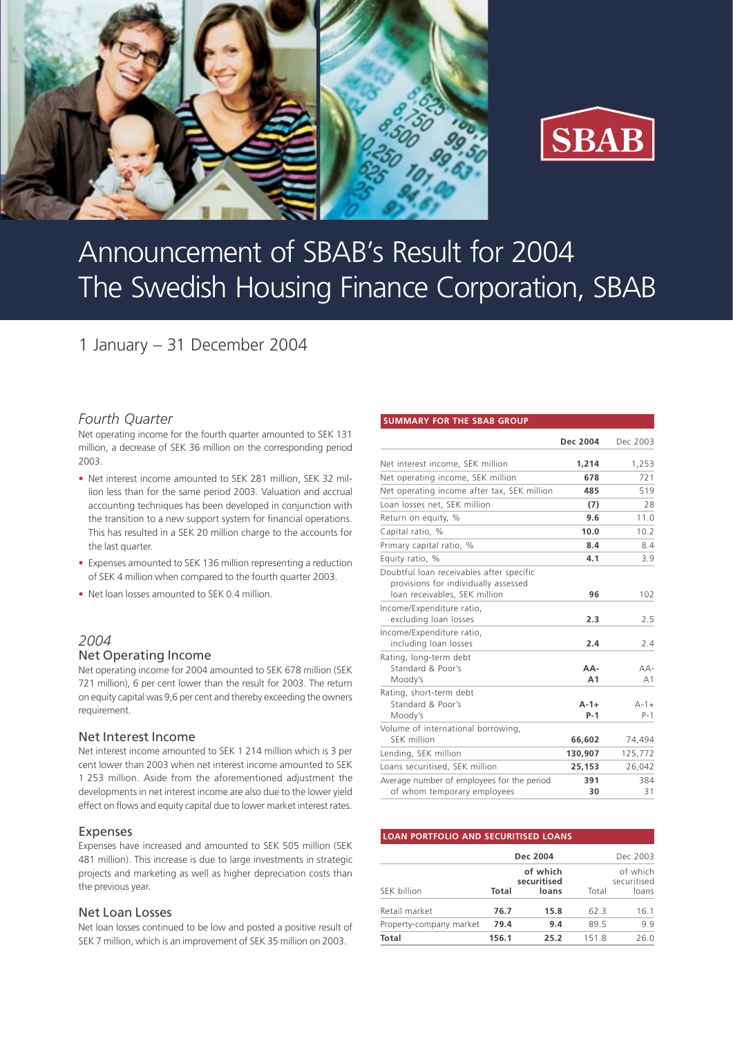# Announcement of SBAB's Result for 2004
# The Swedish Housing Finance Corporation, SBAB

1 January – 31 December 2004

## *Fourth Quarter*

Net operating income for the fourth quarter amounted to SEK 131 million, a decrease of SEK 36 million on the corresponding period 2003.

- Net interest income amounted to SEK 281 million, SEK 32 million less than for the same period 2003. Valuation and accrual accounting techniques has been developed in conjunction with the transition to a new support system for financial operations. This has resulted in a SEK 20 million charge to the accounts for the last quarter.
- Expenses amounted to SEK 136 million representing a reduction of SEK 4 million when compared to the fourth quarter 2003.
- Net loan losses amounted to SEK 0.4 million.

## *2004*

### Net Operating Income

Net operating income for 2004 amounted to SEK 678 million (SEK 721 million), 6 per cent lower than the result for 2003. The return on equity capital was 9,6 per cent and thereby exceeding the owners requirement.

### Net Interest Income

Net interest income amounted to SEK 1 214 million which is 3 per cent lower than 2003 when net interest income amounted to SEK 1 253 million. Aside from the aforementioned adjustment the developments in net interest income are also due to the lower yield effect on flows and equity capital due to lower market interest rates.

### Expenses

Expenses have increased and amounted to SEK 505 million (SEK 481 million). This increase is due to large investments in strategic projects and marketing as well as higher depreciation costs than the previous year.

### Net Loan Losses

Net loan losses continued to be low and posted a positive result of SEK 7 million, which is an improvement of SEK 35 million on 2003.

**SUMMARY FOR THE SBAB GROUP**

| | Dec 2004 | Dec 2003 |
|---|---|---|
| Net interest income, SEK million | **1,214** | 1,253 |
| Net operating income, SEK million | **678** | 721 |
| Net operating income after tax, SEK million | **485** | 519 |
| Loan losses net, SEK million | **(7)** | 28 |
| Return on equity, % | **9.6** | 11.0 |
| Capital ratio, % | **10.0** | 10.2 |
| Primary capital ratio, % | **8.4** | 8.4 |
| Equity ratio, % | **4.1** | 3.9 |
| Doubtful loan receivables after specific provisions for individually assessed loan receivables, SEK million | **96** | 102 |
| Income/Expenditure ratio, excluding loan losses | **2.3** | 2.5 |
| Income/Expenditure ratio, including loan losses | **2.4** | 2.4 |
| Rating, long-term debt | | |
| Standard & Poor's | **AA-** | AA- |
| Moody's | **A1** | A1 |
| Rating, short-term debt | | |
| Standard & Poor's | **A-1+** | A-1+ |
| Moody's | **P-1** | P-1 |
| Volume of international borrowing, SEK million | **66,602** | 74,494 |
| Lending, SEK million | **130,907** | 125,772 |
| Loans securitised, SEK million | **25,153** | 26,042 |
| Average number of employees for the period | **391** | 384 |
| of whom temporary employees | **30** | 31 |

**LOAN PORTFOLIO AND SECURITISED LOANS**

| | Dec 2004 | | Dec 2003 | |
|---|---|---|---|---|
| SEK billion | Total | of which securitised loans | Total | of which securitised loans |
| Retail market | **76.7** | **15.8** | 62.3 | 16.1 |
| Property-company market | **79.4** | **9.4** | 89.5 | 9.9 |
| **Total** | **156.1** | **25.2** | 151.8 | 26.0 |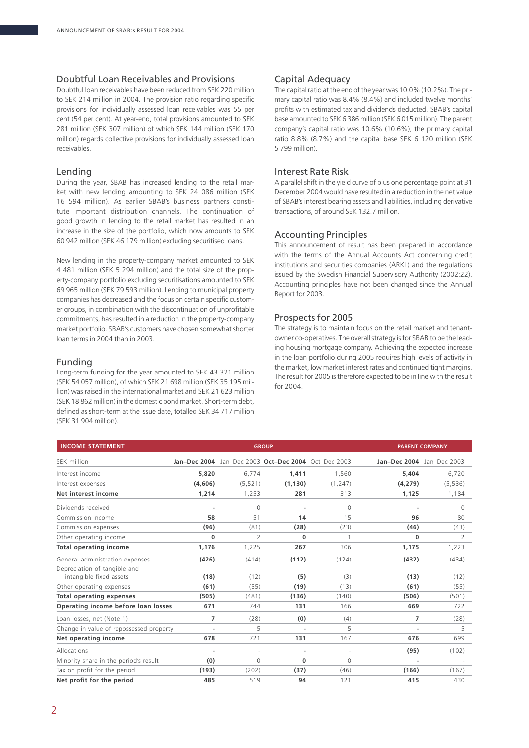## Doubtful Loan Receivables and Provisions

Doubtful loan receivables have been reduced from SEK 220 million to SEK 214 million in 2004. The provision ratio regarding specific provisions for individually assessed loan receivables was 55 per cent (54 per cent). At year-end, total provisions amounted to SEK 281 million (SEK 307 million) of which SEK 144 million (SEK 170 million) regards collective provisions for individually assessed loan receivables.

## Lending

During the year, SBAB has increased lending to the retail market with new lending amounting to SEK 24 086 million (SEK 16 594 million). As earlier SBAB's business partners constitute important distribution channels. The continuation of good growth in lending to the retail market has resulted in an increase in the size of the portfolio, which now amounts to SEK 60 942 million (SEK 46 179 million) excluding securitised loans.

New lending in the property-company market amounted to SEK 4 481 million (SEK 5 294 million) and the total size of the property-company portfolio excluding securitisations amounted to SEK 69 965 million (SEK 79 593 million). Lending to municipal property companies has decreased and the focus on certain specific customer groups, in combination with the discontinuation of unprofitable commitments, has resulted in a reduction in the property-company market portfolio. SBAB's customers have chosen somewhat shorter loan terms in 2004 than in 2003.

## Funding

Long-term funding for the year amounted to SEK 43 321 million (SEK 54 057 million), of which SEK 21 698 million (SEK 35 195 million) was raised in the international market and SEK 21 623 million (SEK 18 862 million) in the domestic bond market. Short-term debt, defined as short-term at the issue date, totalled SEK 34 717 million (SEK 31 904 million).

## Capital Adequacy

The capital ratio at the end of the year was 10.0% (10.2%). The primary capital ratio was 8.4% (8.4%) and included twelve months' profits with estimated tax and dividends deducted. SBAB's capital base amounted to SEK 6 386 million (SEK 6 015 million). The parent company's capital ratio was 10.6% (10.6%), the primary capital ratio 8.8% (8.7%) and the capital base SEK 6 120 million (SEK 5 799 million).

## Interest Rate Risk

A parallel shift in the yield curve of plus one percentage point at 31 December 2004 would have resulted in a reduction in the net value of SBAB's interest bearing assets and liabilities, including derivative transactions, of around SEK 132.7 million.

## Accounting Principles

This announcement of result has been prepared in accordance with the terms of the Annual Accounts Act concerning credit institutions and securities companies (ÅRKL) and the regulations issued by the Swedish Financial Supervisory Authority (2002:22). Accounting principles have not been changed since the Annual Report for 2003.

## Prospects for 2005

The strategy is to maintain focus on the retail market and tenant-owner co-operatives. The overall strategy is for SBAB to be the leading housing mortgage company. Achieving the expected increase in the loan portfolio during 2005 requires high levels of activity in the market, low market interest rates and continued tight margins. The result for 2005 is therefore expected to be in line with the result for 2004.

| INCOME STATEMENT | GROUP | | | | PARENT COMPANY | |
|---|---|---|---|---|---|---|
| SEK million | **Jan–Dec 2004** | Jan–Dec 2003 | **Oct–Dec 2004** | Oct–Dec 2003 | **Jan–Dec 2004** | Jan–Dec 2003 |
| Interest income | **5,820** | 6,774 | **1,411** | 1,560 | **5,404** | 6,720 |
| Interest expenses | **(4,606)** | (5,521) | **(1,130)** | (1,247) | **(4,279)** | (5,536) |
| **Net interest income** | **1,214** | 1,253 | **281** | 313 | **1,125** | 1,184 |
| Dividends received | **-** | 0 | **-** | 0 | **-** | 0 |
| Commission income | **58** | 51 | **14** | 15 | **96** | 80 |
| Commission expenses | **(96)** | (81) | **(28)** | (23) | **(46)** | (43) |
| Other operating income | **0** | 2 | **0** | 1 | **0** | 2 |
| **Total operating income** | **1,176** | 1,225 | **267** | 306 | **1,175** | 1,223 |
| General administration expenses | **(426)** | (414) | **(112)** | (124) | **(432)** | (434) |
| Depreciation of tangible and intangible fixed assets | **(18)** | (12) | **(5)** | (3) | **(13)** | (12) |
| Other operating expenses | **(61)** | (55) | **(19)** | (13) | **(61)** | (55) |
| **Total operating expenses** | **(505)** | (481) | **(136)** | (140) | **(506)** | (501) |
| **Operating income before loan losses** | **671** | 744 | **131** | 166 | **669** | 722 |
| Loan losses, net (Note 1) | **7** | (28) | **(0)** | (4) | **7** | (28) |
| Change in value of repossessed property | **-** | 5 | **-** | 5 | **-** | 5 |
| **Net operating income** | **678** | 721 | **131** | 167 | **676** | 699 |
| Allocations | **-** | - | **-** | - | **(95)** | (102) |
| Minority share in the period's result | **(0)** | 0 | **0** | 0 | **-** | - |
| Tax on profit for the period | **(193)** | (202) | **(37)** | (46) | **(166)** | (167) |
| **Net profit for the period** | **485** | 519 | **94** | 121 | **415** | 430 |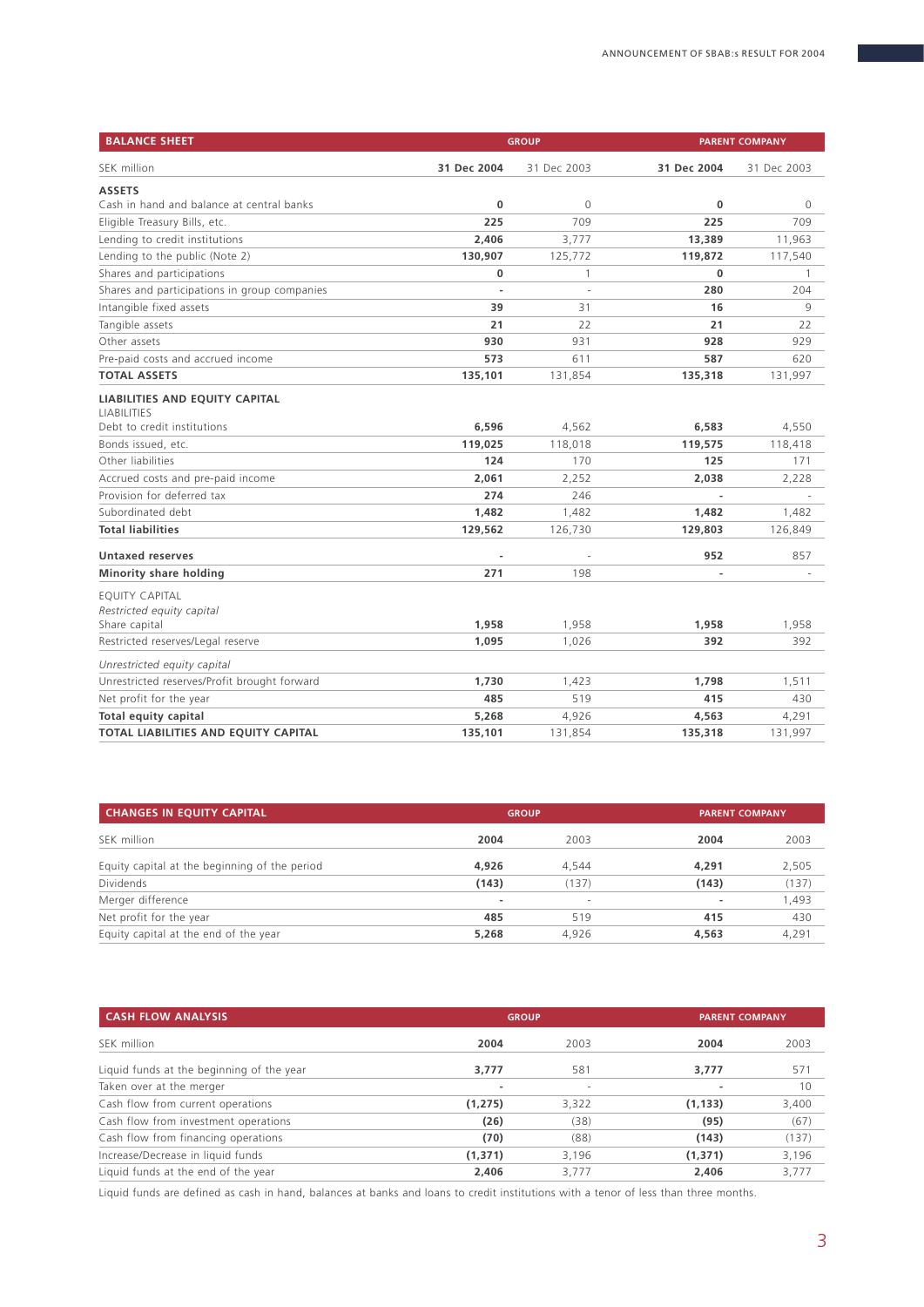## BALANCE SHEET

| SEK million | GROUP 31 Dec 2004 | GROUP 31 Dec 2003 | PARENT COMPANY 31 Dec 2004 | PARENT COMPANY 31 Dec 2003 |
|---|---|---|---|---|
| **ASSETS** | | | | |
| Cash in hand and balance at central banks | **0** | 0 | **0** | 0 |
| Eligible Treasury Bills, etc. | **225** | 709 | **225** | 709 |
| Lending to credit institutions | **2,406** | 3,777 | **13,389** | 11,963 |
| Lending to the public (Note 2) | **130,907** | 125,772 | **119,872** | 117,540 |
| Shares and participations | **0** | 1 | **0** | 1 |
| Shares and participations in group companies | **-** | - | **280** | 204 |
| Intangible fixed assets | **39** | 31 | **16** | 9 |
| Tangible assets | **21** | 22 | **21** | 22 |
| Other assets | **930** | 931 | **928** | 929 |
| Pre-paid costs and accrued income | **573** | 611 | **587** | 620 |
| **TOTAL ASSETS** | **135,101** | 131,854 | **135,318** | 131,997 |
| **LIABILITIES AND EQUITY CAPITAL** | | | | |
| LIABILITIES | | | | |
| Debt to credit institutions | **6,596** | 4,562 | **6,583** | 4,550 |
| Bonds issued, etc. | **119,025** | 118,018 | **119,575** | 118,418 |
| Other liabilities | **124** | 170 | **125** | 171 |
| Accrued costs and pre-paid income | **2,061** | 2,252 | **2,038** | 2,228 |
| Provision for deferred tax | **274** | 246 | **-** | - |
| Subordinated debt | **1,482** | 1,482 | **1,482** | 1,482 |
| **Total liabilities** | **129,562** | 126,730 | **129,803** | 126,849 |
| **Untaxed reserves** | **-** | - | **952** | 857 |
| **Minority share holding** | **271** | 198 | **-** | - |
| EQUITY CAPITAL | | | | |
| *Restricted equity capital* | | | | |
| Share capital | **1,958** | 1,958 | **1,958** | 1,958 |
| Restricted reserves/Legal reserve | **1,095** | 1,026 | **392** | 392 |
| *Unrestricted equity capital* | | | | |
| Unrestricted reserves/Profit brought forward | **1,730** | 1,423 | **1,798** | 1,511 |
| Net profit for the year | **485** | 519 | **415** | 430 |
| **Total equity capital** | **5,268** | 4,926 | **4,563** | 4,291 |
| **TOTAL LIABILITIES AND EQUITY CAPITAL** | **135,101** | 131,854 | **135,318** | 131,997 |

## CHANGES IN EQUITY CAPITAL

| SEK million | GROUP 2004 | GROUP 2003 | PARENT COMPANY 2004 | PARENT COMPANY 2003 |
|---|---|---|---|---|
| Equity capital at the beginning of the period | **4,926** | 4,544 | **4,291** | 2,505 |
| Dividends | **(143)** | (137) | **(143)** | (137) |
| Merger difference | **-** | - | **-** | 1,493 |
| Net profit for the year | **485** | 519 | **415** | 430 |
| Equity capital at the end of the year | **5,268** | 4,926 | **4,563** | 4,291 |

## CASH FLOW ANALYSIS

| SEK million | GROUP 2004 | GROUP 2003 | PARENT COMPANY 2004 | PARENT COMPANY 2003 |
|---|---|---|---|---|
| Liquid funds at the beginning of the year | **3,777** | 581 | **3,777** | 571 |
| Taken over at the merger | **-** | - | **-** | 10 |
| Cash flow from current operations | **(1,275)** | 3,322 | **(1,133)** | 3,400 |
| Cash flow from investment operations | **(26)** | (38) | **(95)** | (67) |
| Cash flow from financing operations | **(70)** | (88) | **(143)** | (137) |
| Increase/Decrease in liquid funds | **(1,371)** | 3,196 | **(1,371)** | 3,196 |
| Liquid funds at the end of the year | **2,406** | 3,777 | **2,406** | 3,777 |

Liquid funds are defined as cash in hand, balances at banks and loans to credit institutions with a tenor of less than three months.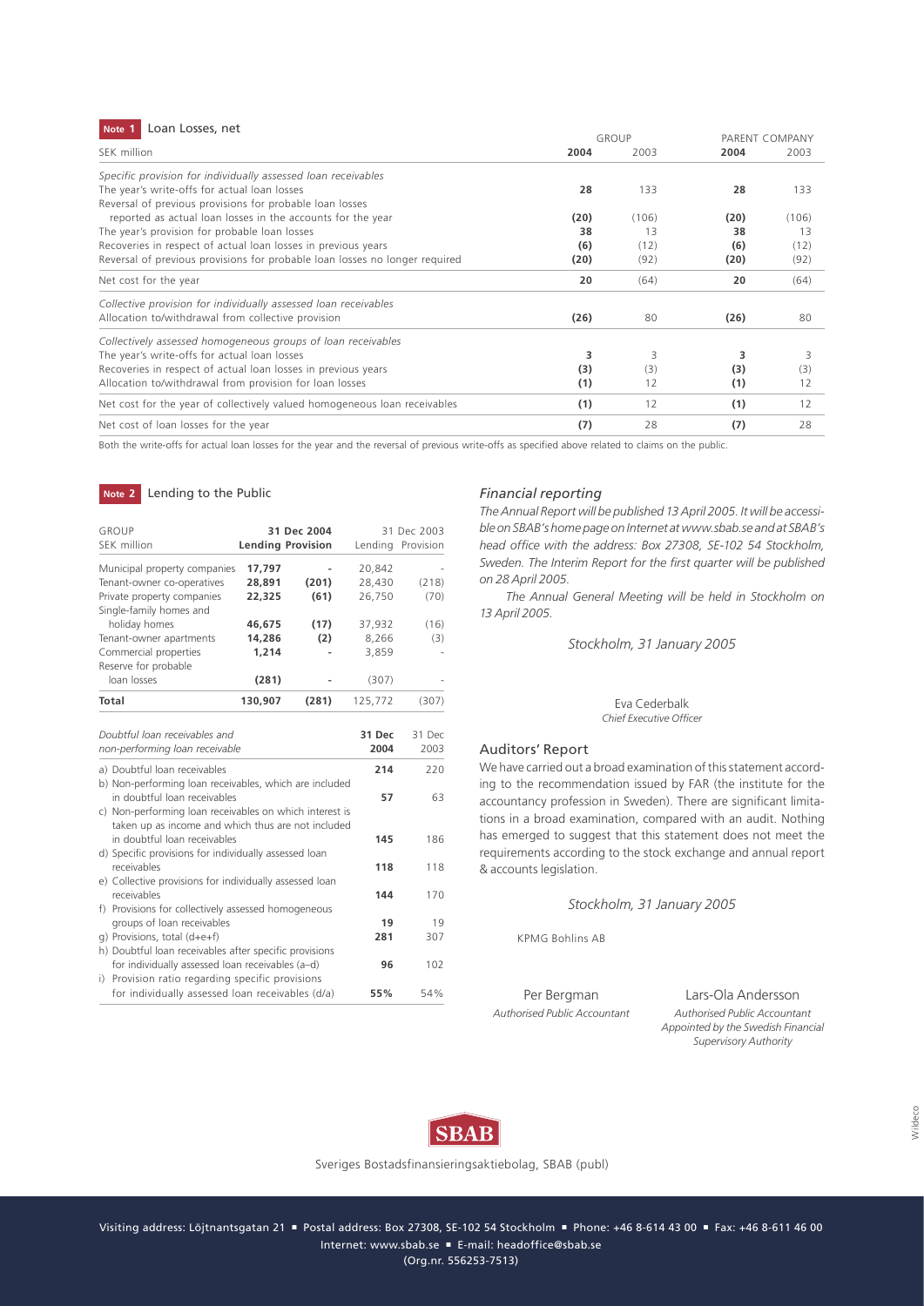## Note 1 Loan Losses, net

| SEK million | GROUP 2004 | GROUP 2003 | PARENT COMPANY 2004 | PARENT COMPANY 2003 |
|---|---|---|---|---|
| *Specific provision for individually assessed loan receivables* | | | | |
| The year's write-offs for actual loan losses | **28** | 133 | **28** | 133 |
| Reversal of previous provisions for probable loan losses reported as actual loan losses in the accounts for the year | **(20)** | (106) | **(20)** | (106) |
| The year's provision for probable loan losses | **38** | 13 | **38** | 13 |
| Recoveries in respect of actual loan losses in previous years | **(6)** | (12) | **(6)** | (12) |
| Reversal of previous provisions for probable loan losses no longer required | **(20)** | (92) | **(20)** | (92) |
| Net cost for the year | **20** | (64) | **20** | (64) |
| *Collective provision for individually assessed loan receivables* | | | | |
| Allocation to/withdrawal from collective provision | **(26)** | 80 | **(26)** | 80 |
| *Collectively assessed homogeneous groups of loan receivables* | | | | |
| The year's write-offs for actual loan losses | **3** | 3 | **3** | 3 |
| Recoveries in respect of actual loan losses in previous years | **(3)** | (3) | **(3)** | (3) |
| Allocation to/withdrawal from provision for loan losses | **(1)** | 12 | **(1)** | 12 |
| Net cost for the year of collectively valued homogeneous loan receivables | **(1)** | 12 | **(1)** | 12 |
| Net cost of loan losses for the year | **(7)** | 28 | **(7)** | 28 |

Both the write-offs for actual loan losses for the year and the reversal of previous write-offs as specified above related to claims on the public.

## Note 2 Lending to the Public

| GROUP SEK million | 31 Dec 2004 Lending | 31 Dec 2004 Provision | 31 Dec 2003 Lending | 31 Dec 2003 Provision |
|---|---|---|---|---|
| Municipal property companies | **17,797** | **-** | 20,842 | - |
| Tenant-owner co-operatives | **28,891** | **(201)** | 28,430 | (218) |
| Private property companies | **22,325** | **(61)** | 26,750 | (70) |
| Single-family homes and holiday homes | **46,675** | **(17)** | 37,932 | (16) |
| Tenant-owner apartments | **14,286** | **(2)** | 8,266 | (3) |
| Commercial properties | **1,214** | **-** | 3,859 | - |
| Reserve for probable loan losses | **(281)** | **-** | (307) | - |
| **Total** | **130,907** | **(281)** | 125,772 | (307) |

| *Doubtful loan receivables and non-performing loan receivable* | 31 Dec 2004 | 31 Dec 2003 |
|---|---|---|
| a) Doubtful loan receivables | **214** | 220 |
| b) Non-performing loan receivables, which are included in doubtful loan receivables | **57** | 63 |
| c) Non-performing loan receivables on which interest is taken up as income and which thus are not included in doubtful loan receivables | **145** | 186 |
| d) Specific provisions for individually assessed loan receivables | **118** | 118 |
| e) Collective provisions for individually assessed loan receivables | **144** | 170 |
| f) Provisions for collectively assessed homogeneous groups of loan receivables | **19** | 19 |
| g) Provisions, total (d+e+f) | **281** | 307 |
| h) Doubtful loan receivables after specific provisions for individually assessed loan receivables (a–d) | **96** | 102 |
| i) Provision ratio regarding specific provisions for individually assessed loan receivables (d/a) | **55%** | 54% |

### *Financial reporting*

*The Annual Report will be published 13 April 2005. It will be accessible on SBAB's home page on Internet at www.sbab.se and at SBAB's head office with the address: Box 27308, SE-102 54 Stockholm, Sweden. The Interim Report for the first quarter will be published on 28 April 2005.*

*The Annual General Meeting will be held in Stockholm on 13 April 2005.*

*Stockholm, 31 January 2005*

Eva Cederbalk
*Chief Executive Officer*

### Auditors' Report

We have carried out a broad examination of this statement according to the recommendation issued by FAR (the institute for the accountancy profession in Sweden). There are significant limitations in a broad examination, compared with an audit. Nothing has emerged to suggest that this statement does not meet the requirements according to the stock exchange and annual report & accounts legislation.

*Stockholm, 31 January 2005*

KPMG Bohlins AB

Per Bergman
*Authorised Public Accountant*

Lars-Ola Andersson
*Authorised Public Accountant*
*Appointed by the Swedish Financial Supervisory Authority*

SBAB

Sveriges Bostadsfinansieringsaktiebolag, SBAB (publ)

Visiting address: Löjtnantsgatan 21 ■ Postal address: Box 27308, SE-102 54 Stockholm ■ Phone: +46 8-614 43 00 ■ Fax: +46 8-611 46 00
Internet: www.sbab.se ■ E-mail: headoffice@sbab.se
(Org.nr. 556253-7513)